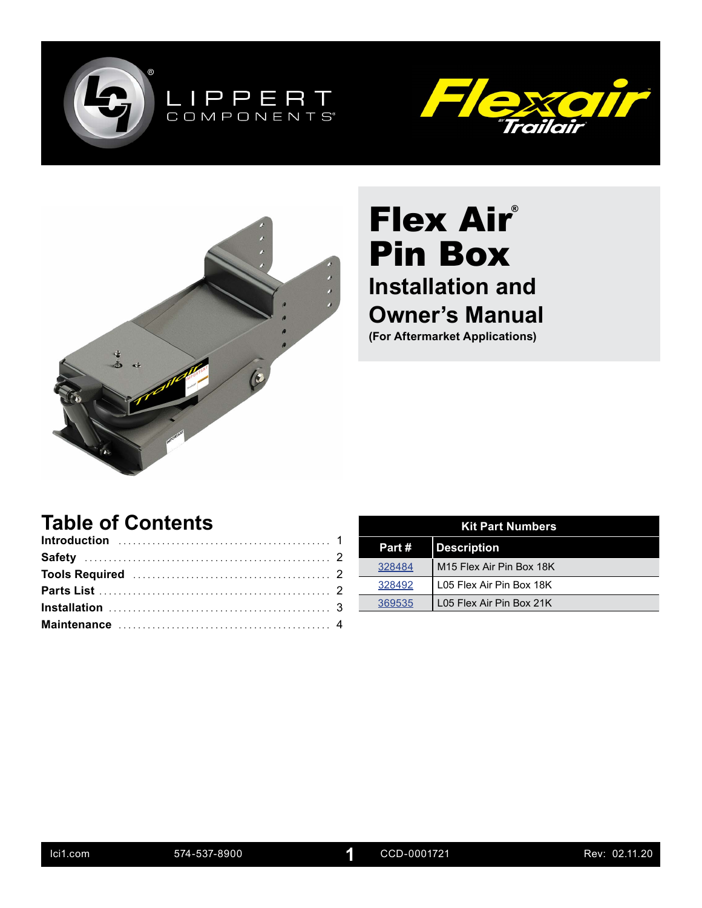# Flex Air® Pin Box

## Installation and Owner's Manual

**(For Aftermarket Applications)**

## Table of Contents

**Introduction** .......... 1
**Safety** .......... 2
**Tools Required** .......... 2
**Parts List** .......... 2
**Installation** .......... 3
**Maintenance** .......... 4

| Kit Part Numbers | |
|---|---|
| **Part #** | **Description** |
| 328484 | M15 Flex Air Pin Box 18K |
| 328492 | L05 Flex Air Pin Box 18K |
| 369535 | L05 Flex Air Pin Box 21K |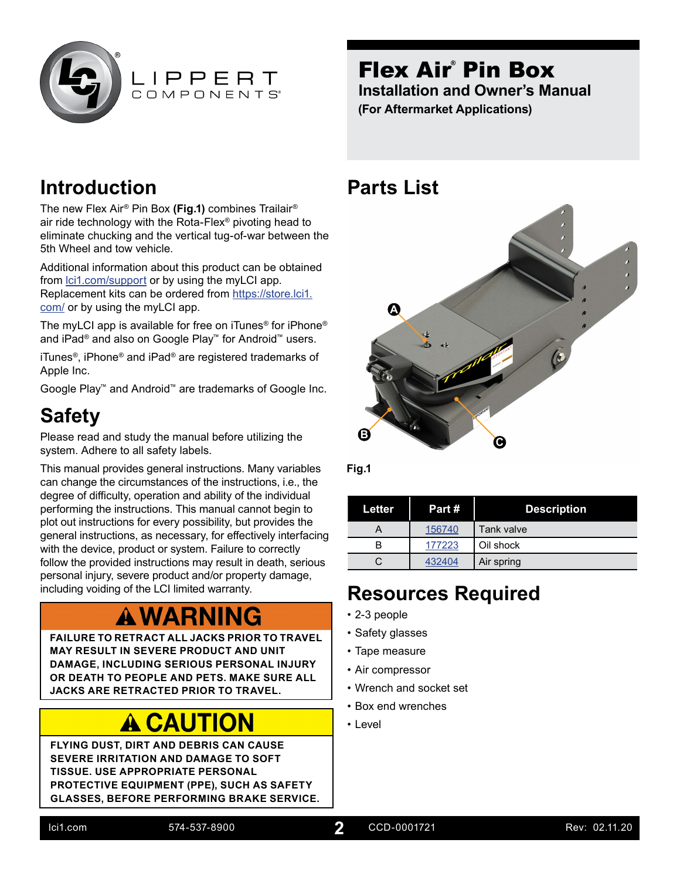# Flex Air® Pin Box

**Installation and Owner's Manual**

**(For Aftermarket Applications)**

## Introduction

The new Flex Air® Pin Box **(Fig.1)** combines Trailair® air ride technology with the Rota-Flex® pivoting head to eliminate chucking and the vertical tug-of-war between the 5th Wheel and tow vehicle.

Additional information about this product can be obtained from lci1.com/support or by using the myLCI app. Replacement kits can be ordered from https://store.lci1.com/ or by using the myLCI app.

The myLCI app is available for free on iTunes® for iPhone® and iPad® and also on Google Play™ for Android™ users.

iTunes®, iPhone® and iPad® are registered trademarks of Apple Inc.

Google Play™ and Android™ are trademarks of Google Inc.

## Safety

Please read and study the manual before utilizing the system. Adhere to all safety labels.

This manual provides general instructions. Many variables can change the circumstances of the instructions, i.e., the degree of difficulty, operation and ability of the individual performing the instructions. This manual cannot begin to plot out instructions for every possibility, but provides the general instructions, as necessary, for effectively interfacing with the device, product or system. Failure to correctly follow the provided instructions may result in death, serious personal injury, severe product and/or property damage, including voiding of the LCI limited warranty.

**⚠ WARNING**

**FAILURE TO RETRACT ALL JACKS PRIOR TO TRAVEL MAY RESULT IN SEVERE PRODUCT AND UNIT DAMAGE, INCLUDING SERIOUS PERSONAL INJURY OR DEATH TO PEOPLE AND PETS. MAKE SURE ALL JACKS ARE RETRACTED PRIOR TO TRAVEL.**

**⚠ CAUTION**

**FLYING DUST, DIRT AND DEBRIS CAN CAUSE SEVERE IRRITATION AND DAMAGE TO SOFT TISSUE. USE APPROPRIATE PERSONAL PROTECTIVE EQUIPMENT (PPE), SUCH AS SAFETY GLASSES, BEFORE PERFORMING BRAKE SERVICE.**

## Parts List

A

B

C

**Fig.1**

| Letter | Part # | Description |
|---|---|---|
| A | 156740 | Tank valve |
| B | 177223 | Oil shock |
| C | 432404 | Air spring |

## Resources Required

- 2-3 people
- Safety glasses
- Tape measure
- Air compressor
- Wrench and socket set
- Box end wrenches
- Level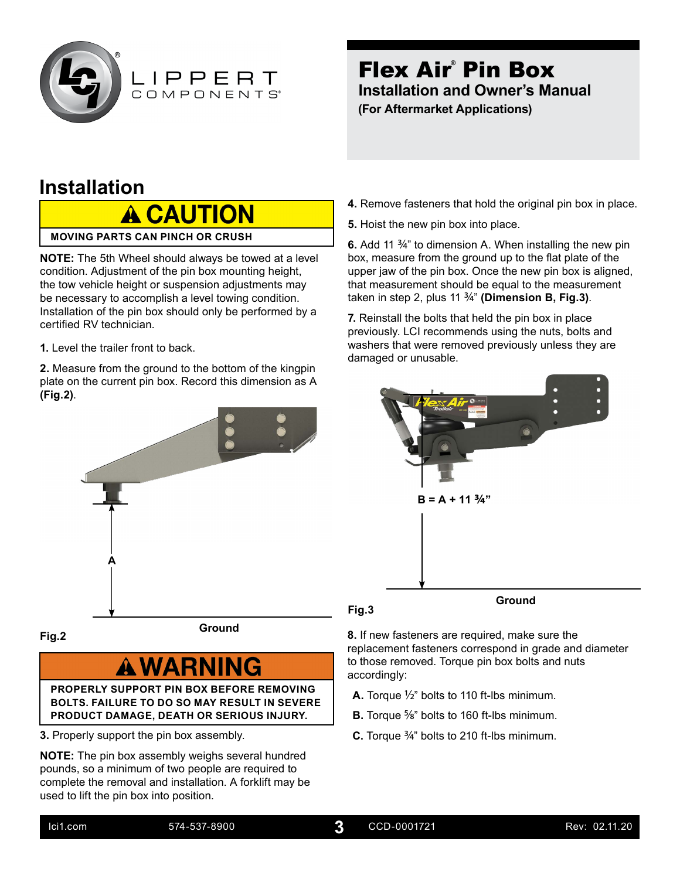# Flex Air® Pin Box

## Installation and Owner's Manual

**(For Aftermarket Applications)**

## Installation

**⚠ CAUTION**

**MOVING PARTS CAN PINCH OR CRUSH**

**NOTE:** The 5th Wheel should always be towed at a level condition. Adjustment of the pin box mounting height, the tow vehicle height or suspension adjustments may be necessary to accomplish a level towing condition. Installation of the pin box should only be performed by a certified RV technician.

**1.** Level the trailer front to back.

**2.** Measure from the ground to the bottom of the kingpin plate on the current pin box. Record this dimension as A **(Fig.2)**.

A

Ground

**Fig.2**

**⚠ WARNING**

**PROPERLY SUPPORT PIN BOX BEFORE REMOVING BOLTS. FAILURE TO DO SO MAY RESULT IN SEVERE PRODUCT DAMAGE, DEATH OR SERIOUS INJURY.**

**3.** Properly support the pin box assembly.

**NOTE:** The pin box assembly weighs several hundred pounds, so a minimum of two people are required to complete the removal and installation. A forklift may be used to lift the pin box into position.

**4.** Remove fasteners that hold the original pin box in place.

**5.** Hoist the new pin box into place.

**6.** Add 11 ¾" to dimension A. When installing the new pin box, measure from the ground up to the flat plate of the upper jaw of the pin box. Once the new pin box is aligned, that measurement should be equal to the measurement taken in step 2, plus 11 ¾" **(Dimension B, Fig.3)**.

**7.** Reinstall the bolts that held the pin box in place previously. LCI recommends using the nuts, bolts and washers that were removed previously unless they are damaged or unusable.

**B = A + 11 ¾"**

Ground

**Fig.3**

**8.** If new fasteners are required, make sure the replacement fasteners correspond in grade and diameter to those removed. Torque pin box bolts and nuts accordingly:

**A.** Torque ½" bolts to 110 ft-lbs minimum.

**B.** Torque ⅝" bolts to 160 ft-lbs minimum.

**C.** Torque ¾" bolts to 210 ft-lbs minimum.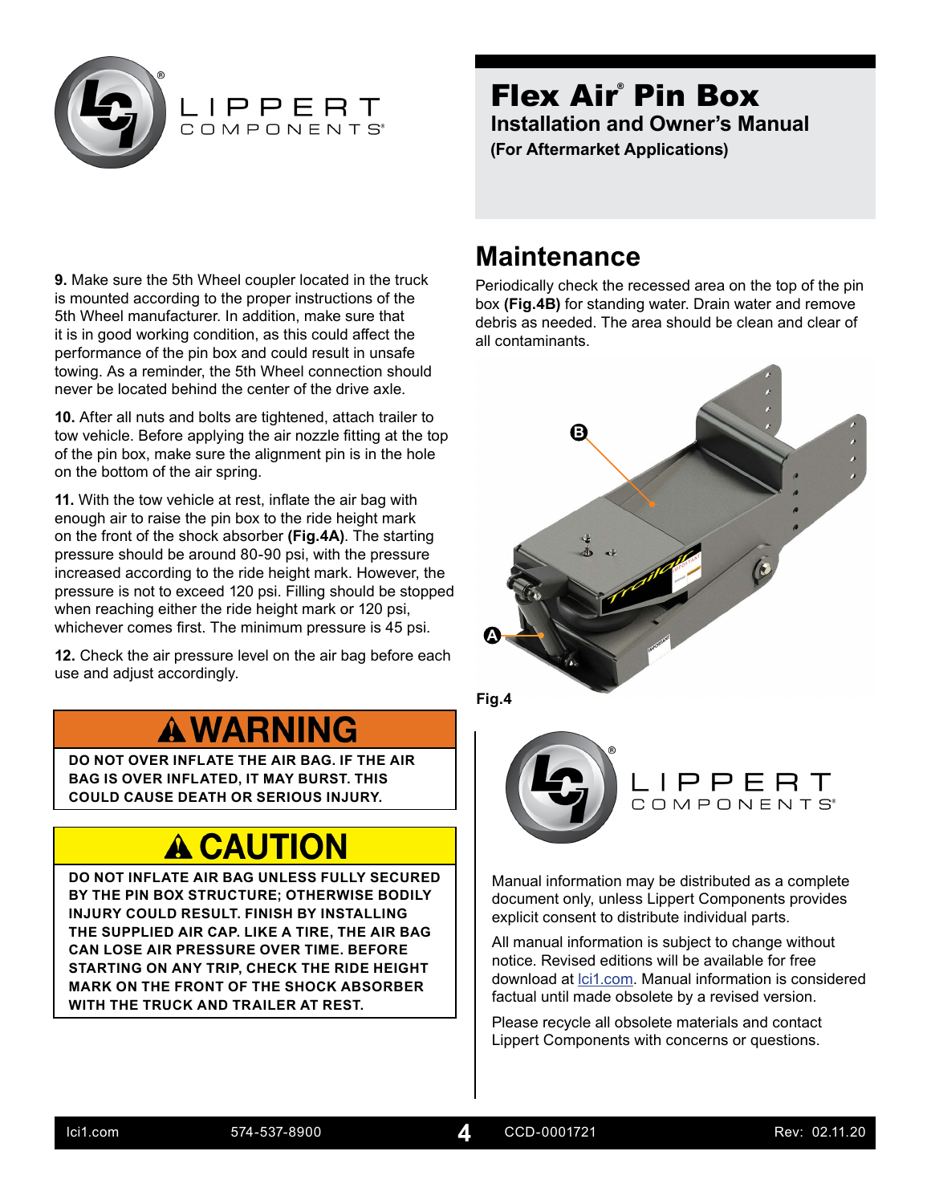# Flex Air® Pin Box

**Installation and Owner's Manual**

**(For Aftermarket Applications)**

**9.** Make sure the 5th Wheel coupler located in the truck is mounted according to the proper instructions of the 5th Wheel manufacturer. In addition, make sure that it is in good working condition, as this could affect the performance of the pin box and could result in unsafe towing. As a reminder, the 5th Wheel connection should never be located behind the center of the drive axle.

**10.** After all nuts and bolts are tightened, attach trailer to tow vehicle. Before applying the air nozzle fitting at the top of the pin box, make sure the alignment pin is in the hole on the bottom of the air spring.

**11.** With the tow vehicle at rest, inflate the air bag with enough air to raise the pin box to the ride height mark on the front of the shock absorber **(Fig.4A)**. The starting pressure should be around 80-90 psi, with the pressure increased according to the ride height mark. However, the pressure is not to exceed 120 psi. Filling should be stopped when reaching either the ride height mark or 120 psi, whichever comes first. The minimum pressure is 45 psi.

**12.** Check the air pressure level on the air bag before each use and adjust accordingly.

**⚠ WARNING**

**DO NOT OVER INFLATE THE AIR BAG. IF THE AIR BAG IS OVER INFLATED, IT MAY BURST. THIS COULD CAUSE DEATH OR SERIOUS INJURY.**

**⚠ CAUTION**

**DO NOT INFLATE AIR BAG UNLESS FULLY SECURED BY THE PIN BOX STRUCTURE; OTHERWISE BODILY INJURY COULD RESULT. FINISH BY INSTALLING THE SUPPLIED AIR CAP. LIKE A TIRE, THE AIR BAG CAN LOSE AIR PRESSURE OVER TIME. BEFORE STARTING ON ANY TRIP, CHECK THE RIDE HEIGHT MARK ON THE FRONT OF THE SHOCK ABSORBER WITH THE TRUCK AND TRAILER AT REST.**

## Maintenance

Periodically check the recessed area on the top of the pin box **(Fig.4B)** for standing water. Drain water and remove debris as needed. The area should be clean and clear of all contaminants.

**Fig.4**

Manual information may be distributed as a complete document only, unless Lippert Components provides explicit consent to distribute individual parts.

All manual information is subject to change without notice. Revised editions will be available for free download at lci1.com. Manual information is considered factual until made obsolete by a revised version.

Please recycle all obsolete materials and contact Lippert Components with concerns or questions.

lci1.com | 574-537-8900 | CCD-0001721 | Rev: 02.11.20